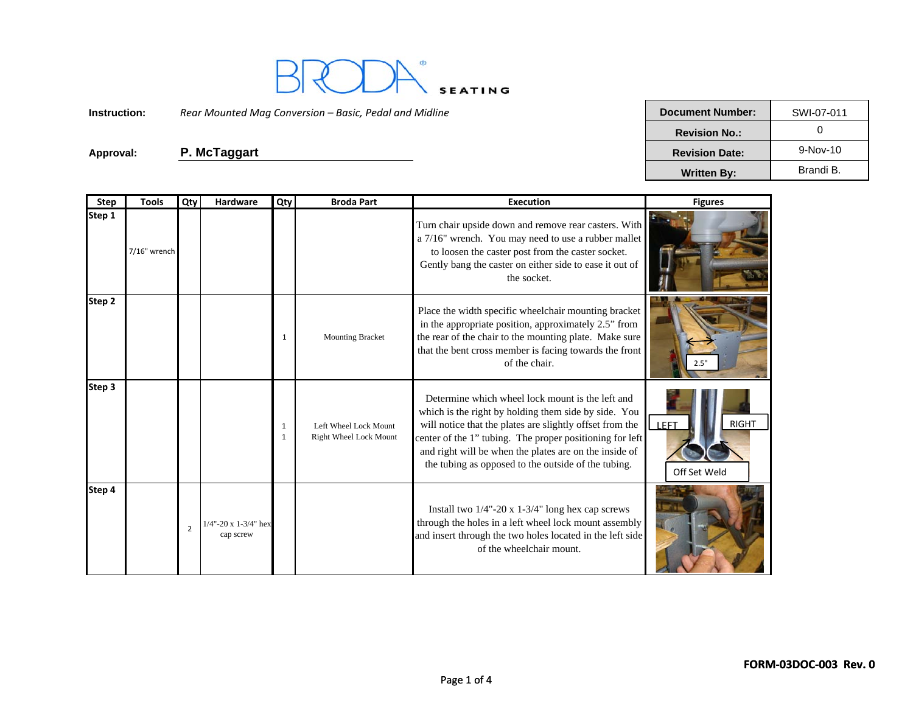BRODA SEATING

**Instruction:** *Rear Mounted Mag Conversion – Basic, Pedal and Midline*

**Approval:** **P. McTaggart**

| | |
|---|---|
| **Document Number:** | SWI-07-011 |
| **Revision No.:** | 0 |
| **Revision Date:** | 9-Nov-10 |
| **Written By:** | Brandi B. |

| Step | Tools | Qty | Hardware | Qty | Broda Part | Execution | Figures |
|---|---|---|---|---|---|---|---|
| Step 1 | 7/16" wrench | | | | | Turn chair upside down and remove rear casters. With a 7/16" wrench. You may need to use a rubber mallet to loosen the caster post from the caster socket. Gently bang the caster on either side to ease it out of the socket. | |
| Step 2 | | | | 1 | Mounting Bracket | Place the width specific wheelchair mounting bracket in the appropriate position, approximately 2.5" from the rear of the chair to the mounting plate. Make sure that the bent cross member is facing towards the front of the chair. | 2.5" |
| Step 3 | | | | 1<br>1 | Left Wheel Lock Mount<br>Right Wheel Lock Mount | Determine which wheel lock mount is the left and which is the right by holding them side by side. You will notice that the plates are slightly offset from the center of the 1" tubing. The proper positioning for left and right will be when the plates are on the inside of the tubing as opposed to the outside of the tubing. | LEFT<br>RIGHT<br>Off Set Weld |
| Step 4 | | 2 | 1/4"-20 x 1-3/4" hex cap screw | | | Install two 1/4"-20 x 1-3/4" long hex cap screws through the holes in a left wheel lock mount assembly and insert through the two holes located in the left side of the wheelchair mount. | |

FORM-03DOC-003 Rev. 0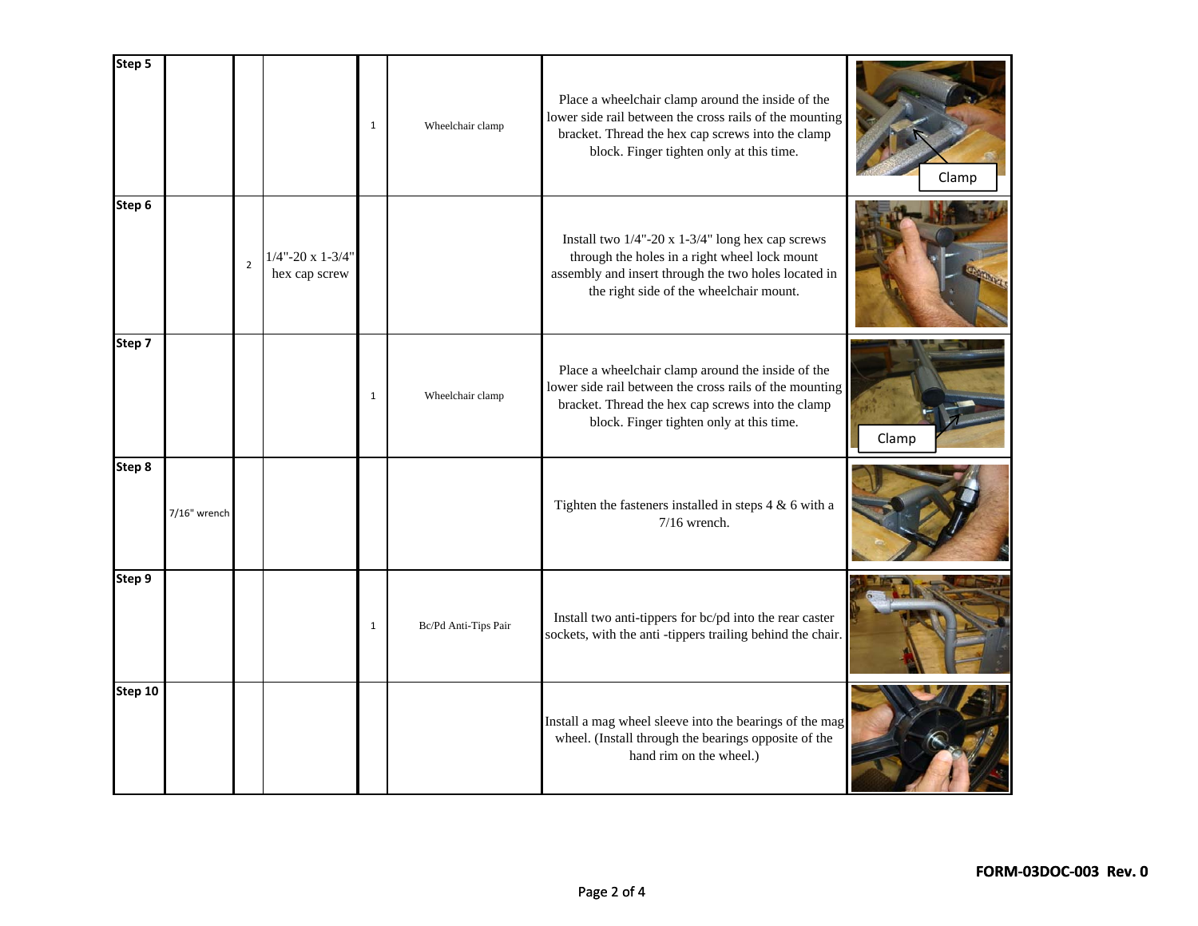| | | | | | | | |
|---|---|---|---|---|---|---|---|
| Step 5 | | | | 1 | Wheelchair clamp | Place a wheelchair clamp around the inside of the lower side rail between the cross rails of the mounting bracket. Thread the hex cap screws into the clamp block. Finger tighten only at this time. | |
| Step 6 | | 2 | 1/4"-20 x 1-3/4" hex cap screw | | | Install two 1/4"-20 x 1-3/4" long hex cap screws through the holes in a right wheel lock mount assembly and insert through the two holes located in the right side of the wheelchair mount. | |
| Step 7 | | | | 1 | Wheelchair clamp | Place a wheelchair clamp around the inside of the lower side rail between the cross rails of the mounting bracket. Thread the hex cap screws into the clamp block. Finger tighten only at this time. | |
| Step 8 | 7/16" wrench | | | | | Tighten the fasteners installed in steps 4 & 6 with a 7/16 wrench. | |
| Step 9 | | | | 1 | Bc/Pd Anti-Tips Pair | Install two anti-tippers for bc/pd into the rear caster sockets, with the anti -tippers trailing behind the chair. | |
| Step 10 | | | | | | Install a mag wheel sleeve into the bearings of the mag wheel. (Install through the bearings opposite of the hand rim on the wheel.) | |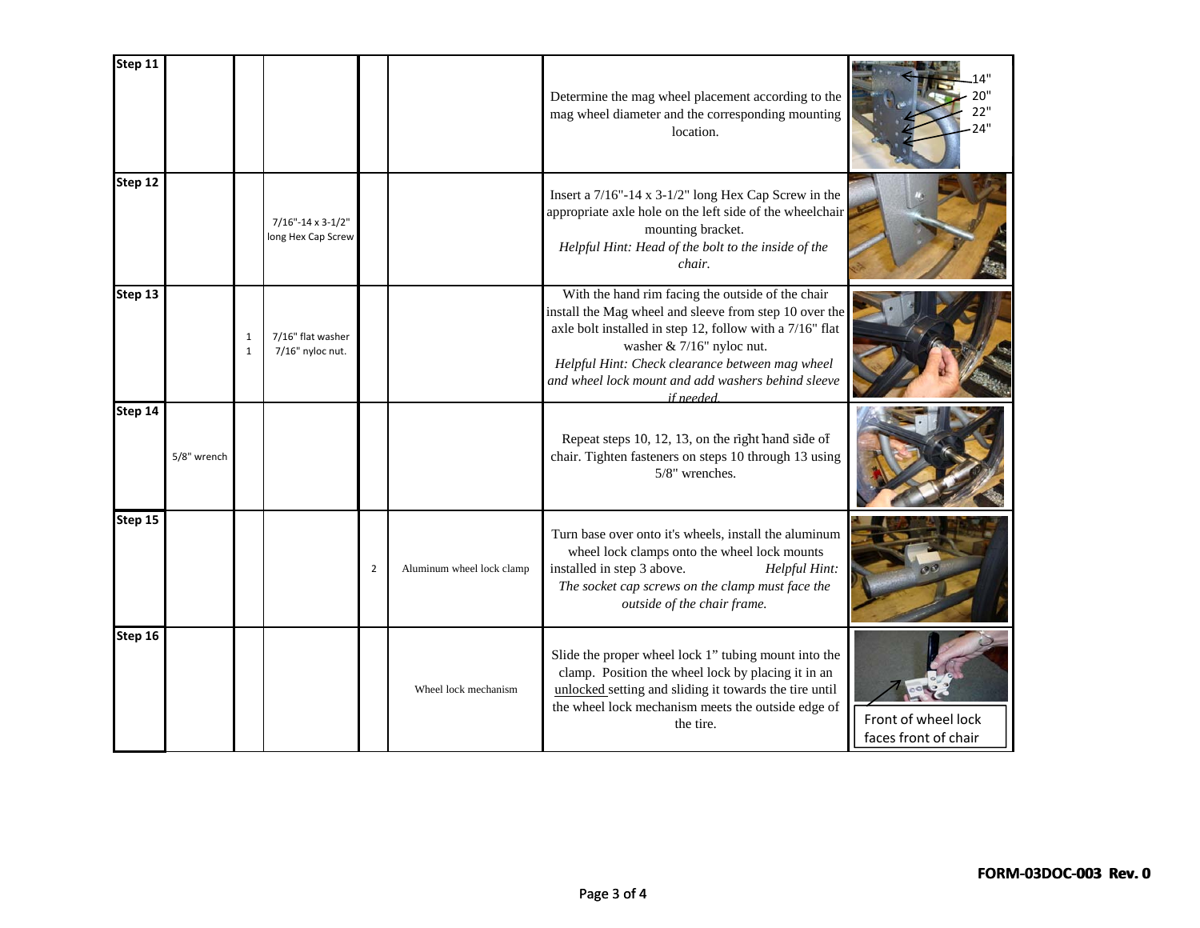| | | | | | | | |
|---|---|---|---|---|---|---|---|
| **Step 11** | | | | | | Determine the mag wheel placement according to the mag wheel diameter and the corresponding mounting location. | 14"<br>20"<br>22"<br>24" |
| **Step 12** | | | 7/16"-14 x 3-1/2" long Hex Cap Screw | | | Insert a 7/16"-14 x 3-1/2" long Hex Cap Screw in the appropriate axle hole on the left side of the wheelchair mounting bracket. *Helpful Hint: Head of the bolt to the inside of the chair.* | |
| **Step 13** | | 1<br>1 | 7/16" flat washer<br>7/16" nyloc nut. | | | With the hand rim facing the outside of the chair install the Mag wheel and sleeve from step 10 over the axle bolt installed in step 12, follow with a 7/16" flat washer & 7/16" nyloc nut. *Helpful Hint: Check clearance between mag wheel and wheel lock mount and add washers behind sleeve if needed.* | |
| **Step 14** | 5/8" wrench | | | | | Repeat steps 10, 12, 13, on the right hand side of chair. Tighten fasteners on steps 10 through 13 using 5/8" wrenches. | |
| **Step 15** | | | | 2 | Aluminum wheel lock clamp | Turn base over onto it's wheels, install the aluminum wheel lock clamps onto the wheel lock mounts installed in step 3 above. *Helpful Hint: The socket cap screws on the clamp must face the outside of the chair frame.* | |
| **Step 16** | | | | | Wheel lock mechanism | Slide the proper wheel lock 1" tubing mount into the clamp. Position the wheel lock by placing it in an unlocked setting and sliding it towards the tire until the wheel lock mechanism meets the outside edge of the tire. | Front of wheel lock faces front of chair |

FORM-03DOC-003 Rev. 0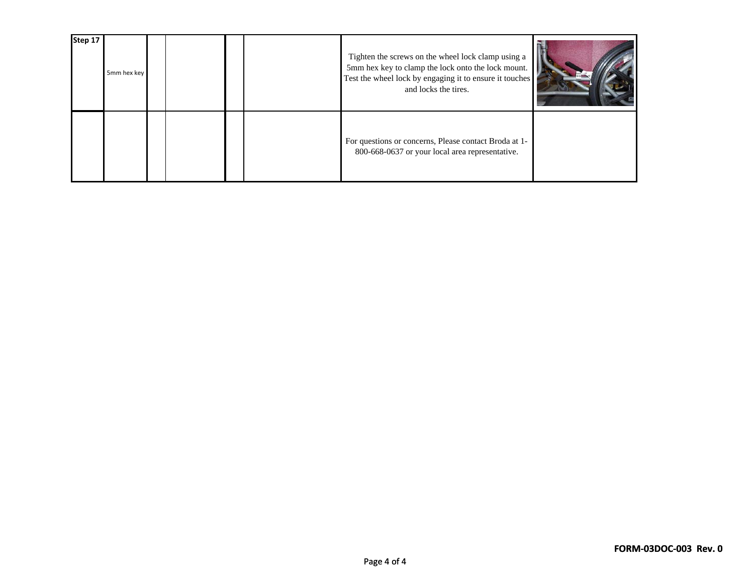| | | | | | | | |
|---|---|---|---|---|---|---|---|
| **Step 17** | 5mm hex key | | | | | Tighten the screws on the wheel lock clamp using a 5mm hex key to clamp the lock onto the lock mount. Test the wheel lock by engaging it to ensure it touches and locks the tires. | |
| | | | | | | For questions or concerns, Please contact Broda at 1-800-668-0637 or your local area representative. | |

**FORM-03DOC-003 Rev. 0**